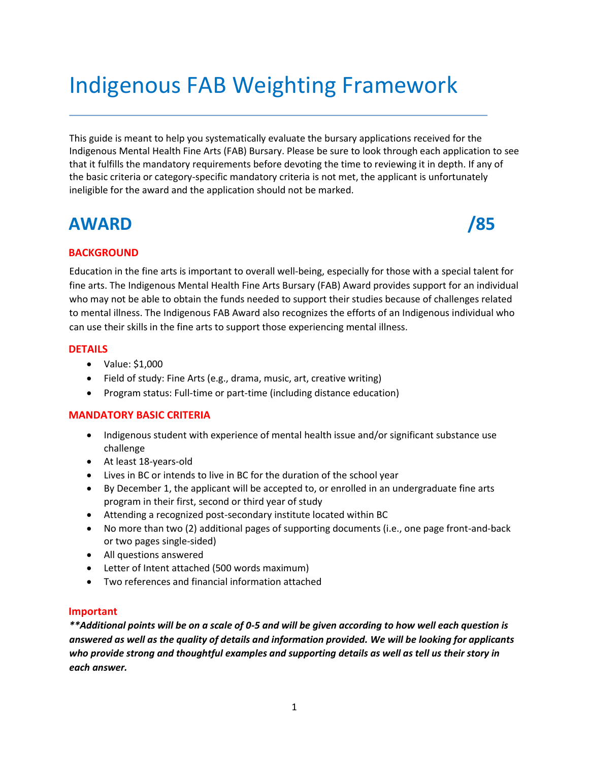# Indigenous FAB Weighting Framework

This guide is meant to help you systematically evaluate the bursary applications received for the Indigenous Mental Health Fine Arts (FAB) Bursary. Please be sure to look through each application to see that it fulfills the mandatory requirements before devoting the time to reviewing it in depth. If any of the basic criteria or category-specific mandatory criteria is not met, the applicant is unfortunately ineligible for the award and the application should not be marked.

## AWARD /85

### BACKGROUND

Education in the fine arts is important to overall well-being, especially for those with a special talent for fine arts. The Indigenous Mental Health Fine Arts Bursary (FAB) Award provides support for an individual who may not be able to obtain the funds needed to support their studies because of challenges related to mental illness. The Indigenous FAB Award also recognizes the efforts of an Indigenous individual who can use their skills in the fine arts to support those experiencing mental illness.

### DETAILS

- Value: $1,000
- Field of study: Fine Arts (e.g., drama, music, art, creative writing)
- Program status: Full-time or part-time (including distance education)

### MANDATORY BASIC CRITERIA

- Indigenous student with experience of mental health issue and/or significant substance use challenge
- At least 18-years-old
- Lives in BC or intends to live in BC for the duration of the school year
- By December 1, the applicant will be accepted to, or enrolled in an undergraduate fine arts program in their first, second or third year of study
- Attending a recognized post-secondary institute located within BC
- No more than two (2) additional pages of supporting documents (i.e., one page front-and-back or two pages single-sided)
- All questions answered
- Letter of Intent attached (500 words maximum)
- Two references and financial information attached

### Important

***\*\*Additional points will be on a scale of 0-5 and will be given according to how well each question is answered as well as the quality of details and information provided. We will be looking for applicants who provide strong and thoughtful examples and supporting details as well as tell us their story in each answer.***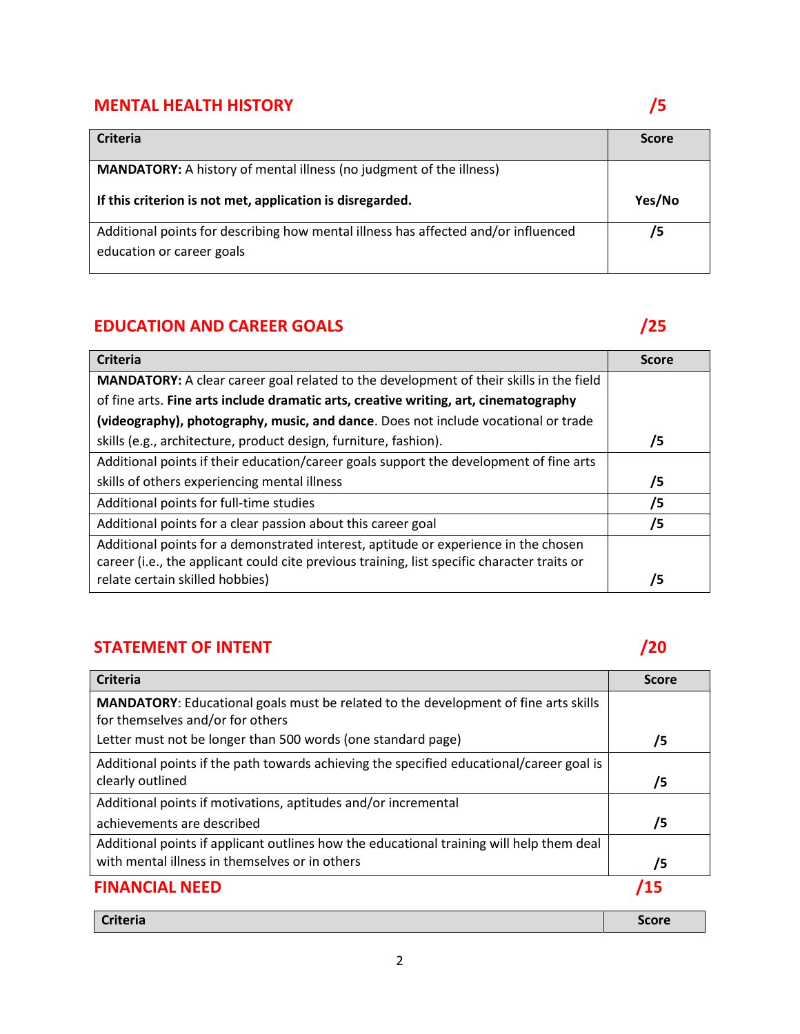## MENTAL HEALTH HISTORY /5

| Criteria | Score |
|---|---|
| **MANDATORY:** A history of mental illness (no judgment of the illness)<br><br>**If this criterion is not met, application is disregarded.** | **Yes/No** |
| Additional points for describing how mental illness has affected and/or influenced education or career goals | **/5** |

## EDUCATION AND CAREER GOALS /25

| Criteria | Score |
|---|---|
| **MANDATORY:** A clear career goal related to the development of their skills in the field of fine arts. **Fine arts include dramatic arts, creative writing, art, cinematography (videography), photography, music, and dance**. Does not include vocational or trade skills (e.g., architecture, product design, furniture, fashion). | **/5** |
| Additional points if their education/career goals support the development of fine arts skills of others experiencing mental illness | **/5** |
| Additional points for full-time studies | **/5** |
| Additional points for a clear passion about this career goal | **/5** |
| Additional points for a demonstrated interest, aptitude or experience in the chosen career (i.e., the applicant could cite previous training, list specific character traits or relate certain skilled hobbies) | **/5** |

## STATEMENT OF INTENT /20

| Criteria | Score |
|---|---|
| **MANDATORY**: Educational goals must be related to the development of fine arts skills for themselves and/or for others<br>Letter must not be longer than 500 words (one standard page) | **/5** |
| Additional points if the path towards achieving the specified educational/career goal is clearly outlined | **/5** |
| Additional points if motivations, aptitudes and/or incremental achievements are described | **/5** |
| Additional points if applicant outlines how the educational training will help them deal with mental illness in themselves or in others | **/5** |

## FINANCIAL NEED /15

| Criteria | Score |
|---|---|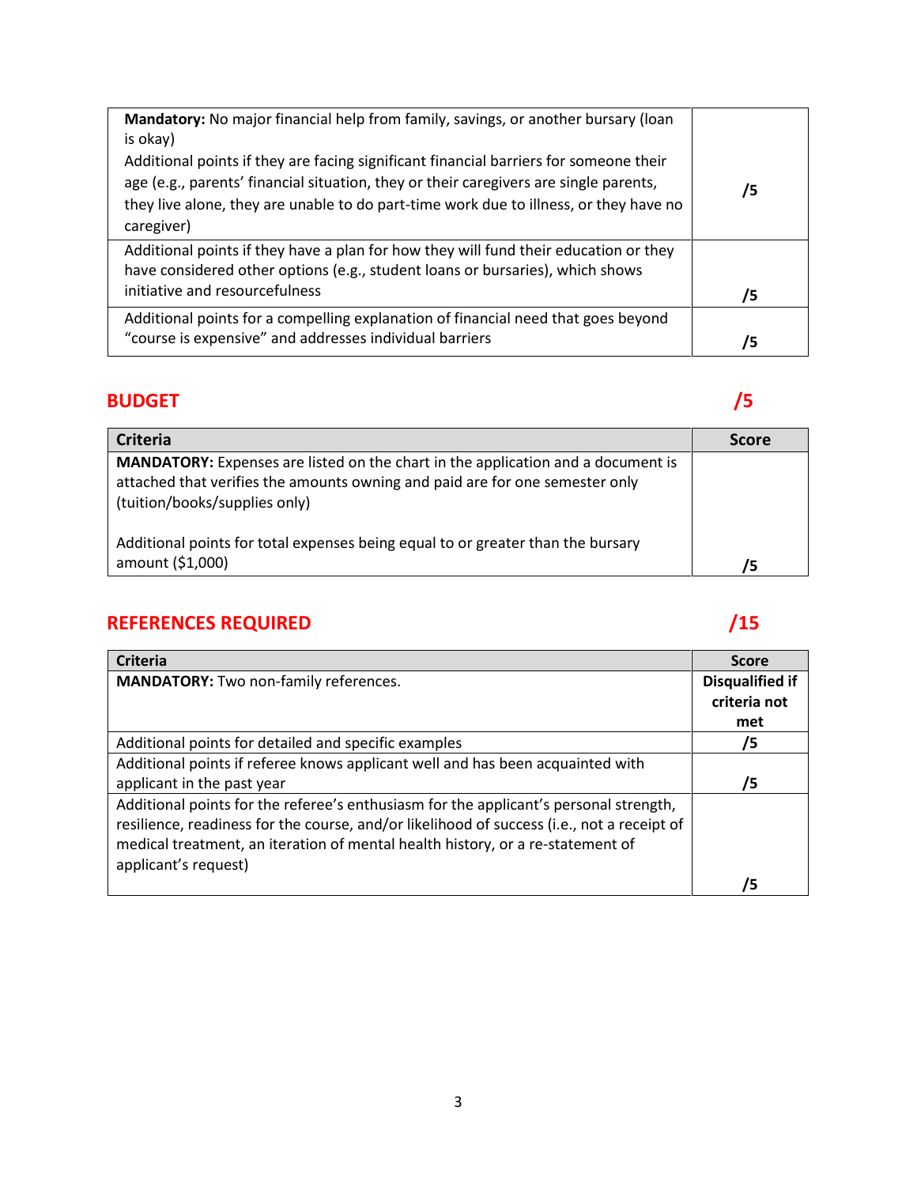| | |
|---|---|
| **Mandatory:** No major financial help from family, savings, or another bursary (loan is okay)<br>Additional points if they are facing significant financial barriers for someone their age (e.g., parents' financial situation, they or their caregivers are single parents, they live alone, they are unable to do part-time work due to illness, or they have no caregiver) | **/5** |
| Additional points if they have a plan for how they will fund their education or they have considered other options (e.g., student loans or bursaries), which shows initiative and resourcefulness | **/5** |
| Additional points for a compelling explanation of financial need that goes beyond "course is expensive" and addresses individual barriers | **/5** |

## BUDGET /5

| Criteria | Score |
|---|---|
| **MANDATORY:** Expenses are listed on the chart in the application and a document is attached that verifies the amounts owning and paid are for one semester only (tuition/books/supplies only)<br><br>Additional points for total expenses being equal to or greater than the bursary amount ($1,000) | **/5** |

## REFERENCES REQUIRED /15

| Criteria | Score |
|---|---|
| **MANDATORY:** Two non-family references. | **Disqualified if criteria not met** |
| Additional points for detailed and specific examples | **/5** |
| Additional points if referee knows applicant well and has been acquainted with applicant in the past year | **/5** |
| Additional points for the referee's enthusiasm for the applicant's personal strength, resilience, readiness for the course, and/or likelihood of success (i.e., not a receipt of medical treatment, an iteration of mental health history, or a re-statement of applicant's request) | **/5** |